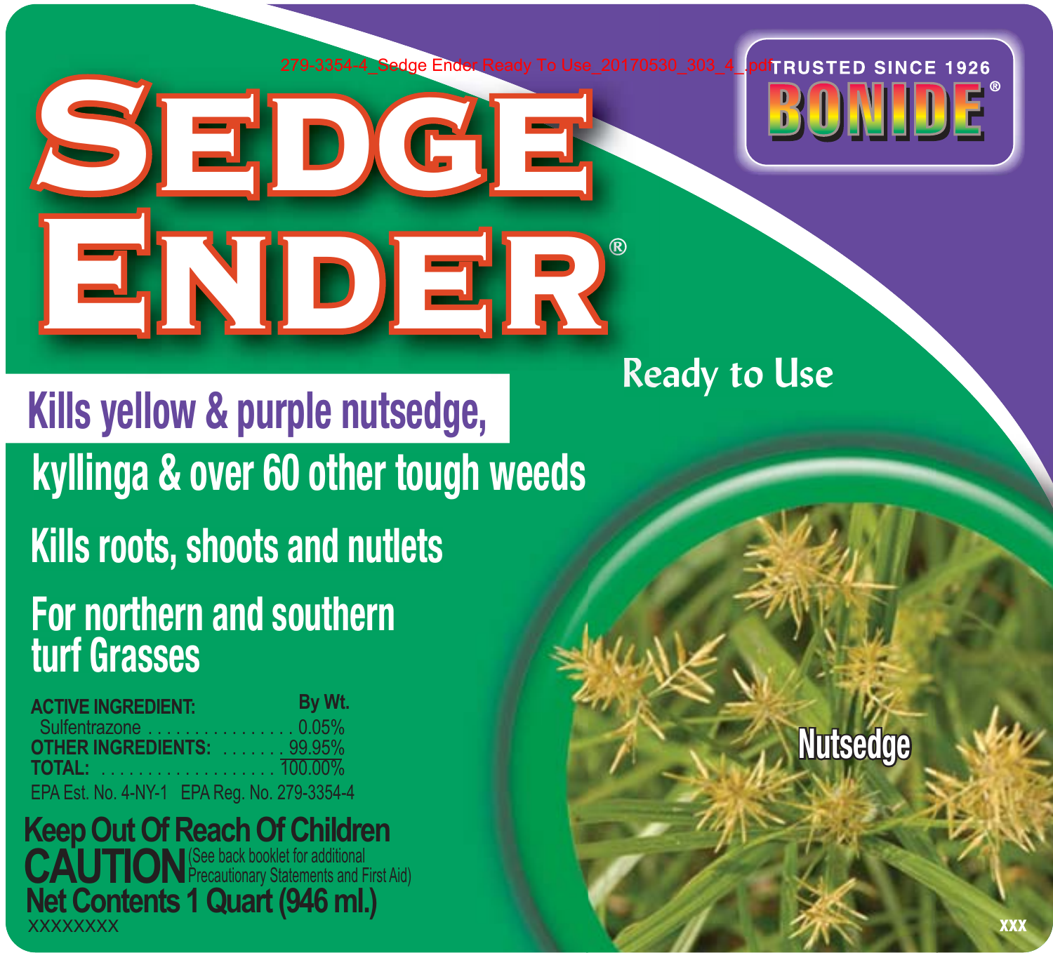279-3354-4_Sedge Ender Ready To Use_20170530_303_4_.pdf

TRUSTED SINCE 1926

BONIDE®

# SEDGE ENDER®

Ready to Use

## Kills yellow & purple nutsedge, kyllinga & over 60 other tough weeds

## Kills roots, shoots and nutlets

## For northern and southern turf Grasses

| ACTIVE INGREDIENT: | By Wt. |
|---|---|
| Sulfentrazone | 0.05% |
| OTHER INGREDIENTS: | 99.95% |
| TOTAL: | 100.00% |

EPA Est. No. 4-NY-1 EPA Reg. No. 279-3354-4

**Keep Out Of Reach Of Children**

**CAUTION** (See back booklet for additional Precautionary Statements and First Aid)

**Net Contents 1 Quart (946 ml.)**

XXXXXXXX

Nutsedge

XXX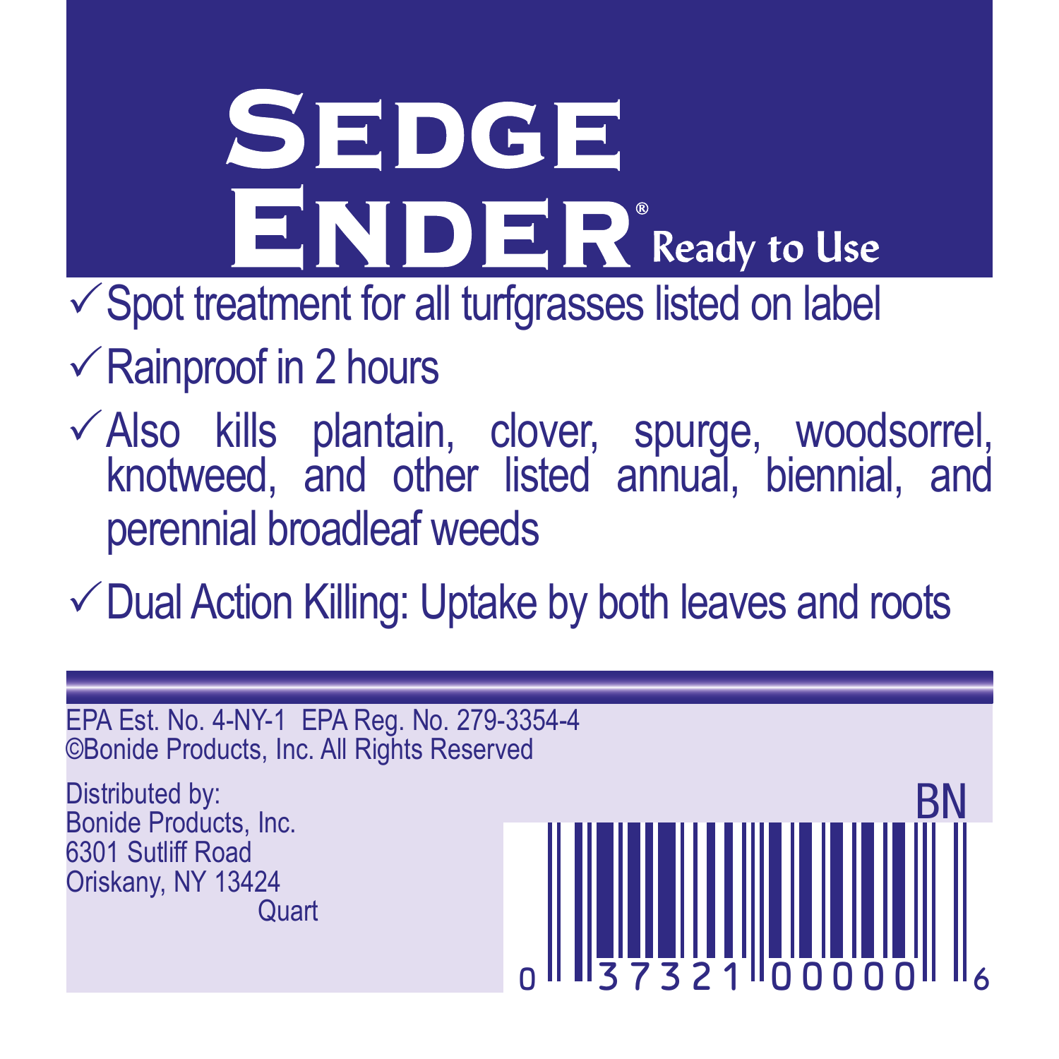# SEDGE ENDER® Ready to Use

- ✓ Spot treatment for all turfgrasses listed on label
- ✓ Rainproof in 2 hours
- ✓ Also kills plantain, clover, spurge, woodsorrel, knotweed, and other listed annual, biennial, and perennial broadleaf weeds
- ✓ Dual Action Killing: Uptake by both leaves and roots

EPA Est. No. 4-NY-1 EPA Reg. No. 279-3354-4
©Bonide Products, Inc. All Rights Reserved

Distributed by:
Bonide Products, Inc.
6301 Sutliff Road
Oriskany, NY 13424

Quart

BN

0 37321 00000 6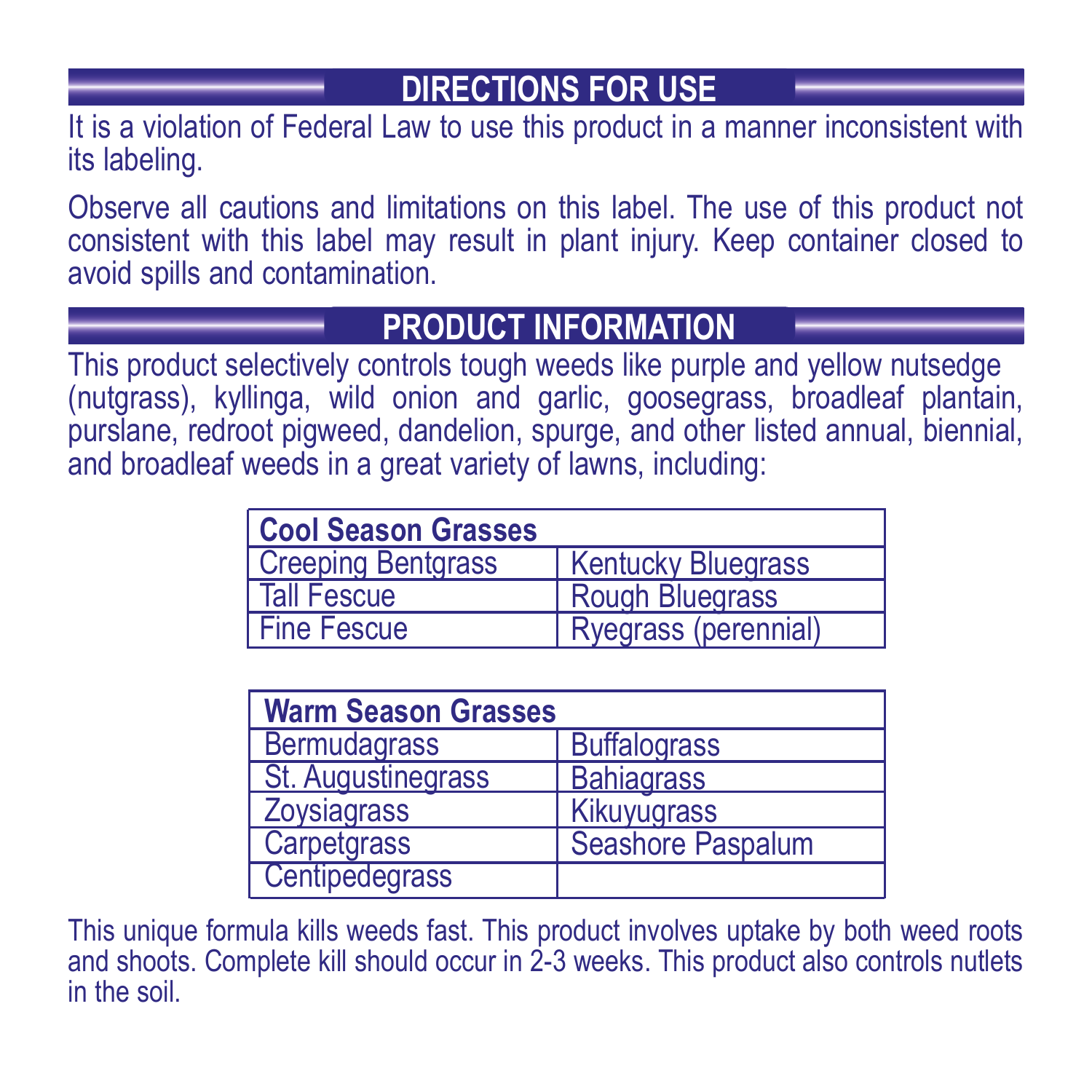## DIRECTIONS FOR USE

It is a violation of Federal Law to use this product in a manner inconsistent with its labeling.

Observe all cautions and limitations on this label. The use of this product not consistent with this label may result in plant injury. Keep container closed to avoid spills and contamination.

## PRODUCT INFORMATION

This product selectively controls tough weeds like purple and yellow nutsedge (nutgrass), kyllinga, wild onion and garlic, goosegrass, broadleaf plantain, purslane, redroot pigweed, dandelion, spurge, and other listed annual, biennial, and broadleaf weeds in a great variety of lawns, including:

| **Cool Season Grasses** | |
|---|---|
| Creeping Bentgrass | Kentucky Bluegrass |
| Tall Fescue | Rough Bluegrass |
| Fine Fescue | Ryegrass (perennial) |

| **Warm Season Grasses** | |
|---|---|
| Bermudagrass | Buffalograss |
| St. Augustinegrass | Bahiagrass |
| Zoysiagrass | Kikuyugrass |
| Carpetgrass | Seashore Paspalum |
| Centipedegrass | |

This unique formula kills weeds fast. This product involves uptake by both weed roots and shoots. Complete kill should occur in 2-3 weeks. This product also controls nutlets in the soil.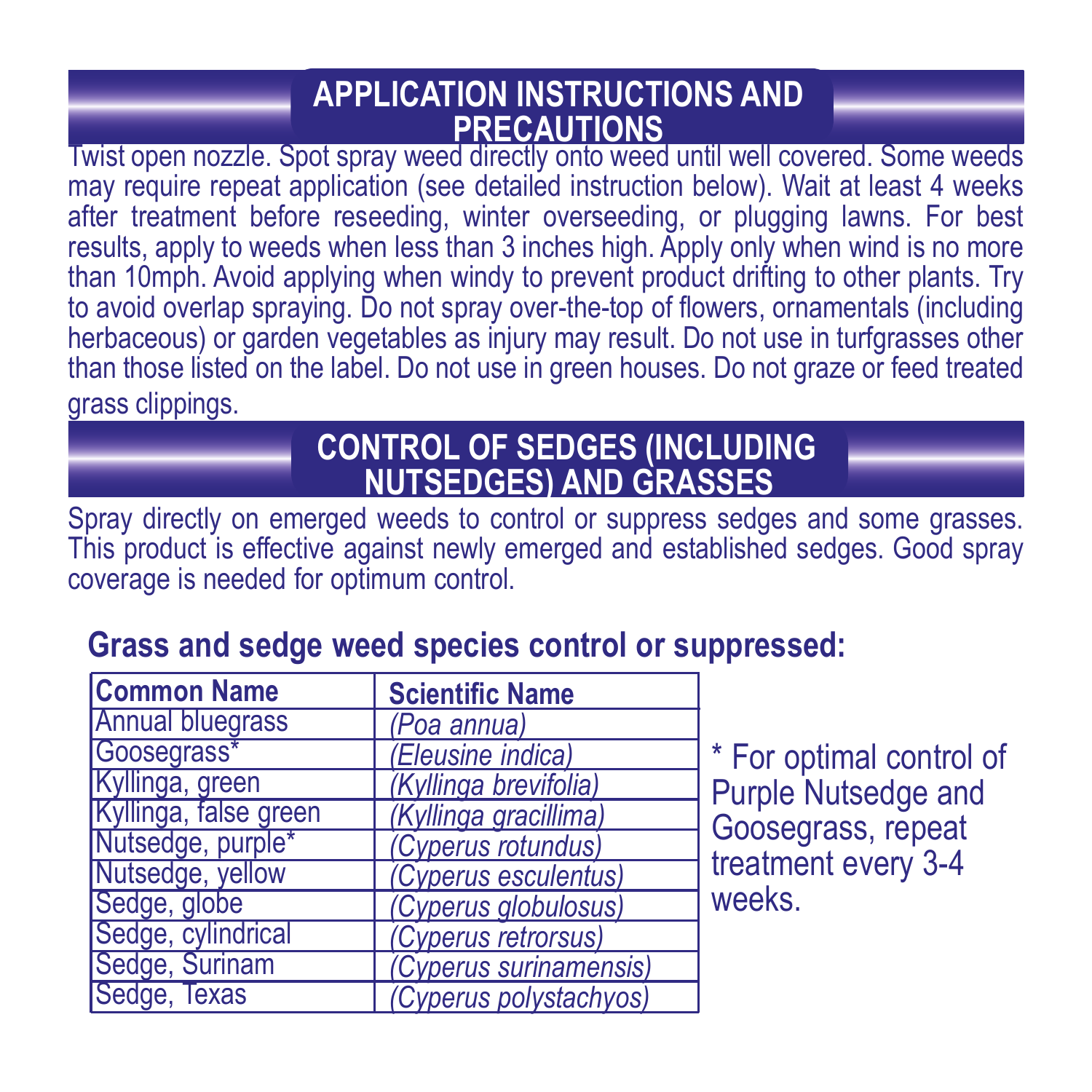## APPLICATION INSTRUCTIONS AND PRECAUTIONS

Twist open nozzle. Spot spray weed directly onto weed until well covered. Some weeds may require repeat application (see detailed instruction below). Wait at least 4 weeks after treatment before reseeding, winter overseeding, or plugging lawns. For best results, apply to weeds when less than 3 inches high. Apply only when wind is no more than 10mph. Avoid applying when windy to prevent product drifting to other plants. Try to avoid overlap spraying. Do not spray over-the-top of flowers, ornamentals (including herbaceous) or garden vegetables as injury may result. Do not use in turfgrasses other than those listed on the label. Do not use in green houses. Do not graze or feed treated grass clippings.

## CONTROL OF SEDGES (INCLUDING NUTSEDGES) AND GRASSES

Spray directly on emerged weeds to control or suppress sedges and some grasses. This product is effective against newly emerged and established sedges. Good spray coverage is needed for optimum control.

### Grass and sedge weed species control or suppressed:

| Common Name | Scientific Name |
|---|---|
| Annual bluegrass | *(Poa annua)* |
| Goosegrass* | *(Eleusine indica)* |
| Kyllinga, green | *(Kyllinga brevifolia)* |
| Kyllinga, false green | *(Kyllinga gracillima)* |
| Nutsedge, purple* | *(Cyperus rotundus)* |
| Nutsedge, yellow | *(Cyperus esculentus)* |
| Sedge, globe | *(Cyperus globulosus)* |
| Sedge, cylindrical | *(Cyperus retrorsus)* |
| Sedge, Surinam | *(Cyperus surinamensis)* |
| Sedge, Texas | *(Cyperus polystachyos)* |

* For optimal control of Purple Nutsedge and Goosegrass, repeat treatment every 3-4 weeks.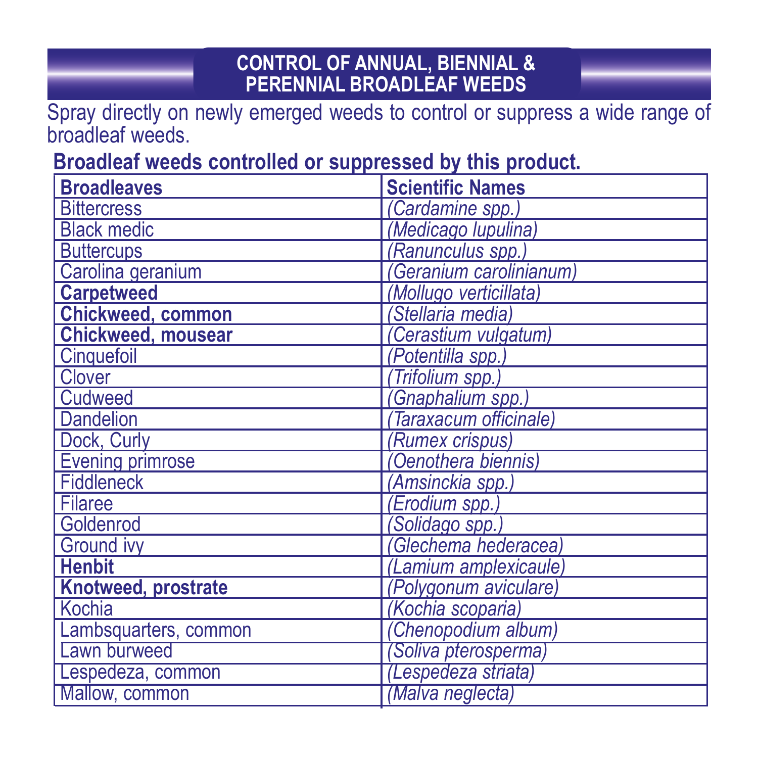## CONTROL OF ANNUAL, BIENNIAL & PERENNIAL BROADLEAF WEEDS

Spray directly on newly emerged weeds to control or suppress a wide range of broadleaf weeds.

**Broadleaf weeds controlled or suppressed by this product.**

| **Broadleaves** | **Scientific Names** |
|---|---|
| Bittercress | *(Cardamine spp.)* |
| Black medic | *(Medicago lupulina)* |
| Buttercups | *(Ranunculus spp.)* |
| Carolina geranium | *(Geranium carolinianum)* |
| **Carpetweed** | *(Mollugo verticillata)* |
| **Chickweed, common** | *(Stellaria media)* |
| **Chickweed, mousear** | *(Cerastium vulgatum)* |
| Cinquefoil | *(Potentilla spp.)* |
| Clover | *(Trifolium spp.)* |
| Cudweed | *(Gnaphalium spp.)* |
| Dandelion | *(Taraxacum officinale)* |
| Dock, Curly | *(Rumex crispus)* |
| Evening primrose | *(Oenothera biennis)* |
| Fiddleneck | *(Amsinckia spp.)* |
| Filaree | *(Erodium spp.)* |
| Goldenrod | *(Solidago spp.)* |
| Ground ivy | *(Glechema hederacea)* |
| **Henbit** | *(Lamium amplexicaule)* |
| **Knotweed, prostrate** | *(Polygonum aviculare)* |
| Kochia | *(Kochia scoparia)* |
| Lambsquarters, common | *(Chenopodium album)* |
| Lawn burweed | *(Soliva pterosperma)* |
| Lespedeza, common | *(Lespedeza striata)* |
| Mallow, common | *(Malva neglecta)* |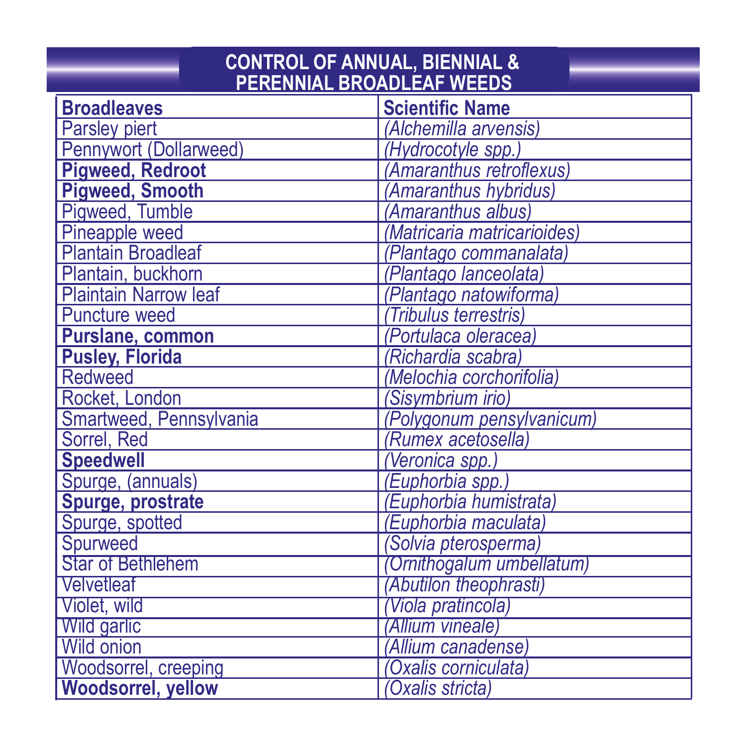## CONTROL OF ANNUAL, BIENNIAL & PERENNIAL BROADLEAF WEEDS

| **Broadleaves** | **Scientific Name** |
|---|---|
| Parsley piert | *(Alchemilla arvensis)* |
| Pennywort (Dollarweed) | *(Hydrocotyle spp.)* |
| **Pigweed, Redroot** | *(Amaranthus retroflexus)* |
| **Pigweed, Smooth** | *(Amaranthus hybridus)* |
| Pigweed, Tumble | *(Amaranthus albus)* |
| Pineapple weed | *(Matricaria matricarioides)* |
| Plantain Broadleaf | *(Plantago commanalata)* |
| Plantain, buckhorn | *(Plantago lanceolata)* |
| Plaintain Narrow leaf | *(Plantago natowiforma)* |
| Puncture weed | *(Tribulus terrestris)* |
| **Purslane, common** | *(Portulaca oleracea)* |
| **Pusley, Florida** | *(Richardia scabra)* |
| Redweed | *(Melochia corchorifolia)* |
| Rocket, London | *(Sisymbrium irio)* |
| Smartweed, Pennsylvania | *(Polygonum pensylvanicum)* |
| Sorrel, Red | *(Rumex acetosella)* |
| **Speedwell** | *(Veronica spp.)* |
| Spurge, (annuals) | *(Euphorbia spp.)* |
| **Spurge, prostrate** | *(Euphorbia humistrata)* |
| Spurge, spotted | *(Euphorbia maculata)* |
| Spurweed | *(Solvia pterosperma)* |
| Star of Bethlehem | *(Ornithogalum umbellatum)* |
| Velvetleaf | *(Abutilon theophrasti)* |
| Violet, wild | *(Viola pratincola)* |
| Wild garlic | *(Allium vineale)* |
| Wild onion | *(Allium canadense)* |
| Woodsorrel, creeping | *(Oxalis corniculata)* |
| **Woodsorrel, yellow** | *(Oxalis stricta)* |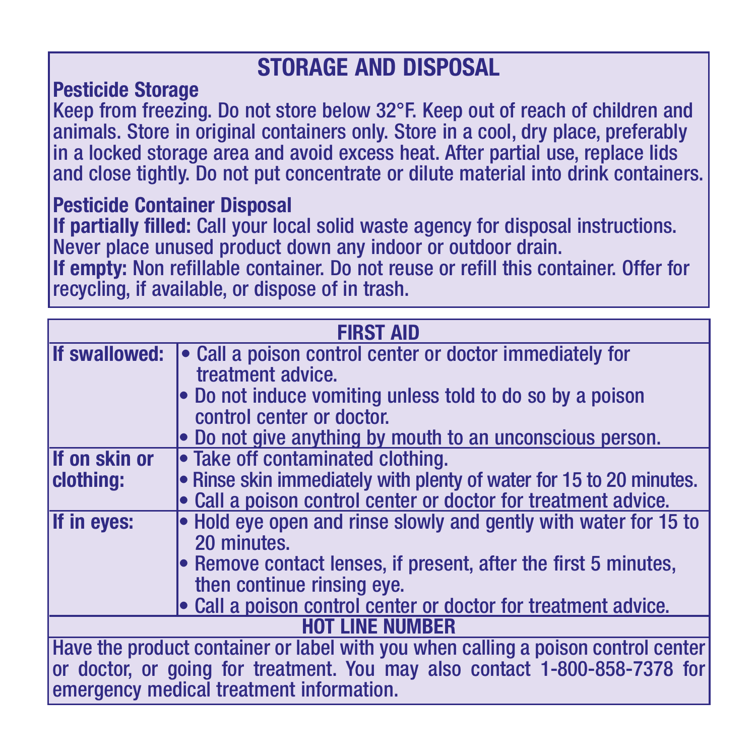## STORAGE AND DISPOSAL

### Pesticide Storage

Keep from freezing. Do not store below 32°F. Keep out of reach of children and animals. Store in original containers only. Store in a cool, dry place, preferably in a locked storage area and avoid excess heat. After partial use, replace lids and close tightly. Do not put concentrate or dilute material into drink containers.

### Pesticide Container Disposal

**If partially filled:** Call your local solid waste agency for disposal instructions. Never place unused product down any indoor or outdoor drain.
**If empty:** Non refillable container. Do not reuse or refill this container. Offer for recycling, if available, or dispose of in trash.

| FIRST AID | |
|---|---|
| **If swallowed:** | • Call a poison control center or doctor immediately for treatment advice.<br>• Do not induce vomiting unless told to do so by a poison control center or doctor.<br>• Do not give anything by mouth to an unconscious person. |
| **If on skin or clothing:** | • Take off contaminated clothing.<br>• Rinse skin immediately with plenty of water for 15 to 20 minutes.<br>• Call a poison control center or doctor for treatment advice. |
| **If in eyes:** | • Hold eye open and rinse slowly and gently with water for 15 to 20 minutes.<br>• Remove contact lenses, if present, after the first 5 minutes, then continue rinsing eye.<br>• Call a poison control center or doctor for treatment advice. |
| **HOT LINE NUMBER** | |
| Have the product container or label with you when calling a poison control center or doctor, or going for treatment. You may also contact 1-800-858-7378 for emergency medical treatment information. | |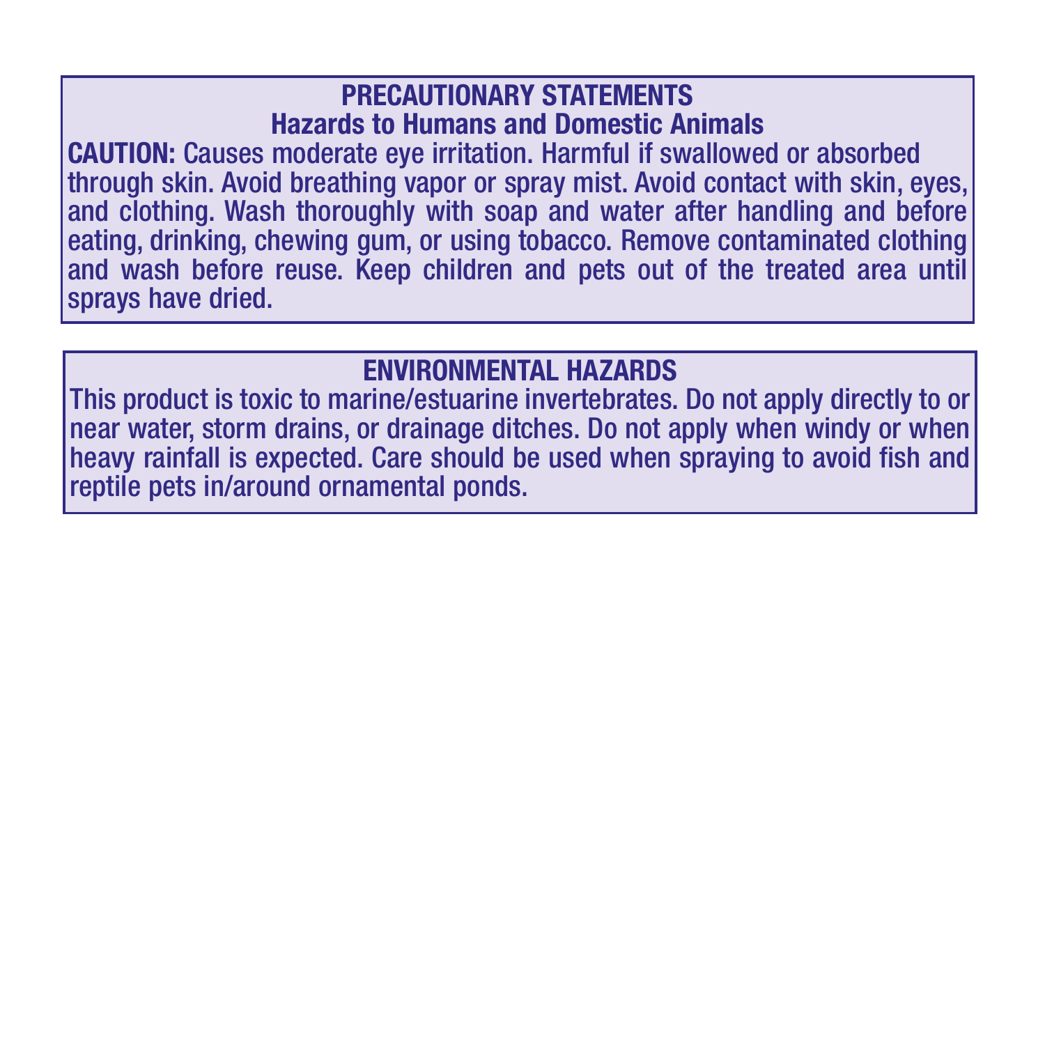## PRECAUTIONARY STATEMENTS

### Hazards to Humans and Domestic Animals

**CAUTION:** Causes moderate eye irritation. Harmful if swallowed or absorbed through skin. Avoid breathing vapor or spray mist. Avoid contact with skin, eyes, and clothing. Wash thoroughly with soap and water after handling and before eating, drinking, chewing gum, or using tobacco. Remove contaminated clothing and wash before reuse. Keep children and pets out of the treated area until sprays have dried.

## ENVIRONMENTAL HAZARDS

This product is toxic to marine/estuarine invertebrates. Do not apply directly to or near water, storm drains, or drainage ditches. Do not apply when windy or when heavy rainfall is expected. Care should be used when spraying to avoid fish and reptile pets in/around ornamental ponds.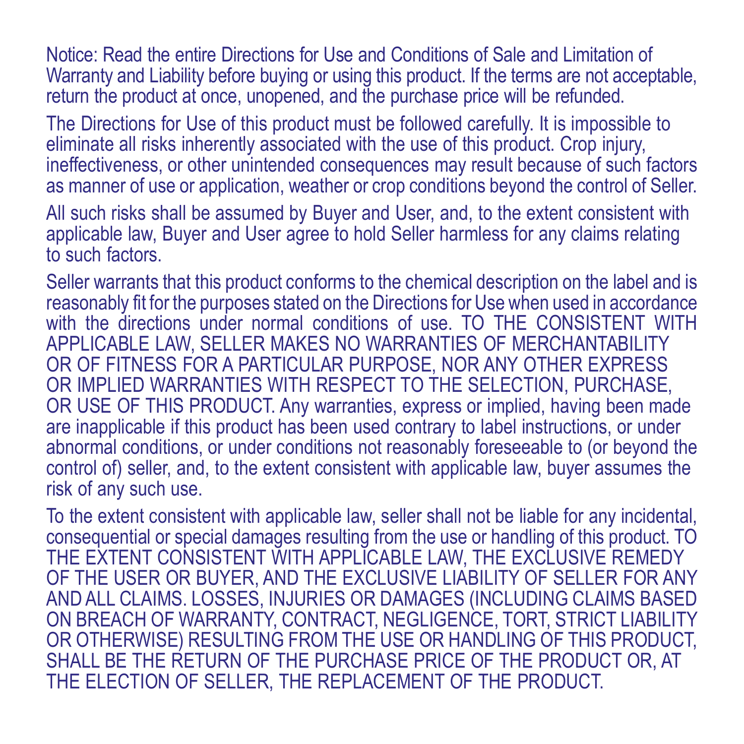Notice: Read the entire Directions for Use and Conditions of Sale and Limitation of Warranty and Liability before buying or using this product. If the terms are not acceptable, return the product at once, unopened, and the purchase price will be refunded.

The Directions for Use of this product must be followed carefully. It is impossible to eliminate all risks inherently associated with the use of this product. Crop injury, ineffectiveness, or other unintended consequences may result because of such factors as manner of use or application, weather or crop conditions beyond the control of Seller.

All such risks shall be assumed by Buyer and User, and, to the extent consistent with applicable law, Buyer and User agree to hold Seller harmless for any claims relating to such factors.

Seller warrants that this product conforms to the chemical description on the label and is reasonably fit for the purposes stated on the Directions for Use when used in accordance with the directions under normal conditions of use. TO THE CONSISTENT WITH APPLICABLE LAW, SELLER MAKES NO WARRANTIES OF MERCHANTABILITY OR OF FITNESS FOR A PARTICULAR PURPOSE, NOR ANY OTHER EXPRESS OR IMPLIED WARRANTIES WITH RESPECT TO THE SELECTION, PURCHASE, OR USE OF THIS PRODUCT. Any warranties, express or implied, having been made are inapplicable if this product has been used contrary to label instructions, or under abnormal conditions, or under conditions not reasonably foreseeable to (or beyond the control of) seller, and, to the extent consistent with applicable law, buyer assumes the risk of any such use.

To the extent consistent with applicable law, seller shall not be liable for any incidental, consequential or special damages resulting from the use or handling of this product. TO THE EXTENT CONSISTENT WITH APPLICABLE LAW, THE EXCLUSIVE REMEDY OF THE USER OR BUYER, AND THE EXCLUSIVE LIABILITY OF SELLER FOR ANY AND ALL CLAIMS. LOSSES, INJURIES OR DAMAGES (INCLUDING CLAIMS BASED ON BREACH OF WARRANTY, CONTRACT, NEGLIGENCE, TORT, STRICT LIABILITY OR OTHERWISE) RESULTING FROM THE USE OR HANDLING OF THIS PRODUCT, SHALL BE THE RETURN OF THE PURCHASE PRICE OF THE PRODUCT OR, AT THE ELECTION OF SELLER, THE REPLACEMENT OF THE PRODUCT.